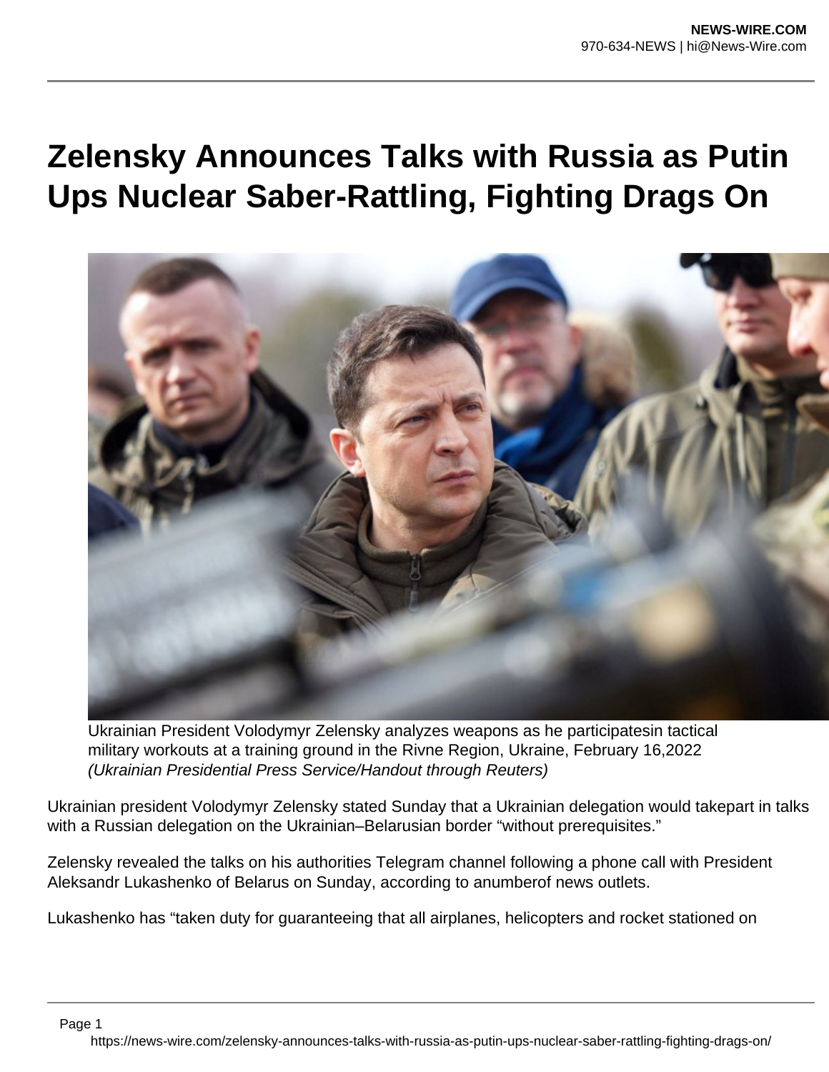# Zelensky Announces Talks with Russia as Putin Ups Nuclear Saber-Rattling, Fighting Drags On

Ukrainian President Volodymyr Zelensky analyzes weapons as he participatesin tactical military workouts at a training ground in the Rivne Region, Ukraine, February 16,2022
*(Ukrainian Presidential Press Service/Handout through Reuters)*

Ukrainian president Volodymyr Zelensky stated Sunday that a Ukrainian delegation would takepart in talks with a Russian delegation on the Ukrainian–Belarusian border "without prerequisites."

Zelensky revealed the talks on his authorities Telegram channel following a phone call with President Aleksandr Lukashenko of Belarus on Sunday, according to anumberof news outlets.

Lukashenko has "taken duty for guaranteeing that all airplanes, helicopters and rocket stationed on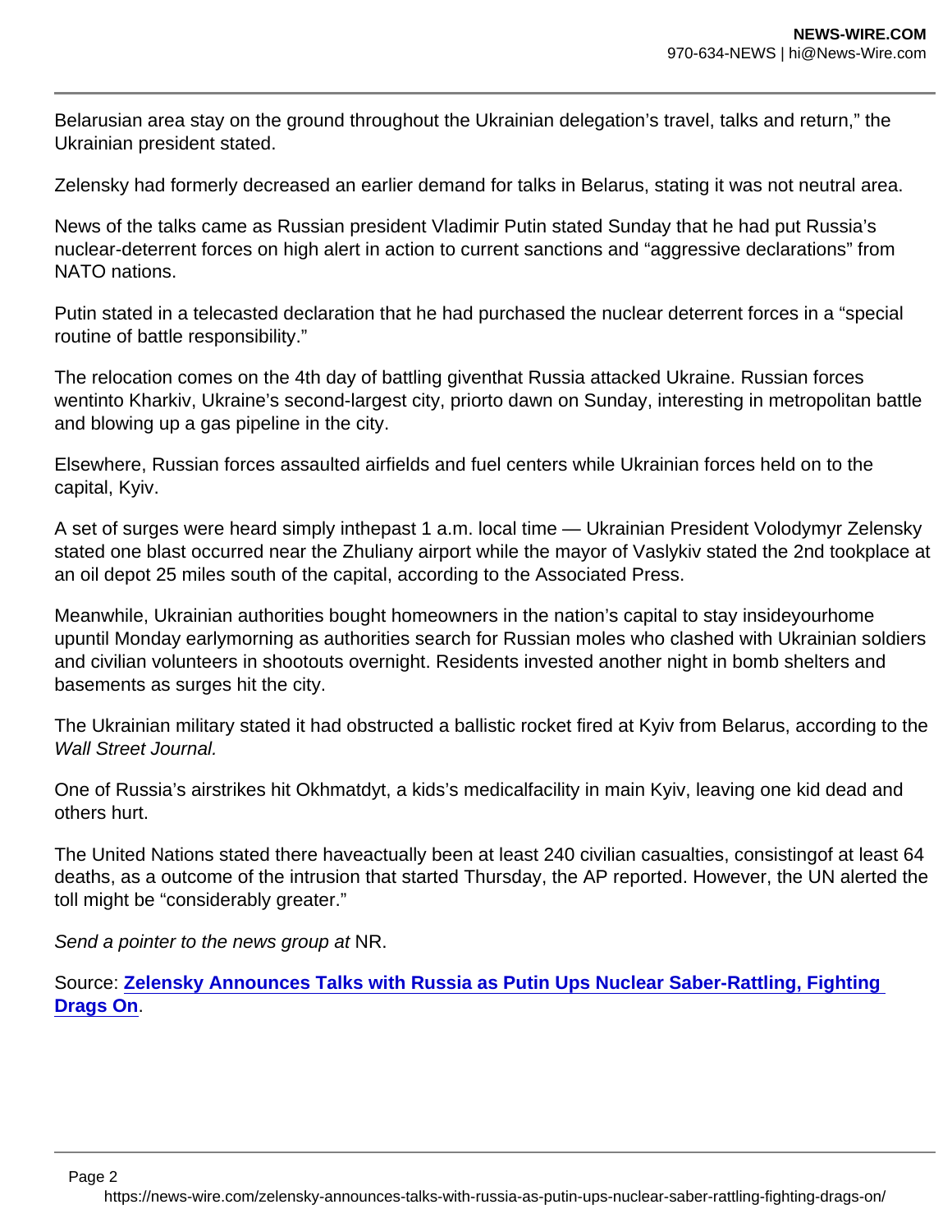Belarusian area stay on the ground throughout the Ukrainian delegation's travel, talks and return," the Ukrainian president stated.

Zelensky had formerly decreased an earlier demand for talks in Belarus, stating it was not neutral area.

News of the talks came as Russian president Vladimir Putin stated Sunday that he had put Russia's nuclear-deterrent forces on high alert in action to current sanctions and "aggressive declarations" from NATO nations.

Putin stated in a telecasted declaration that he had purchased the nuclear deterrent forces in a "special routine of battle responsibility."

The relocation comes on the 4th day of battling giventhat Russia attacked Ukraine. Russian forces wentinto Kharkiv, Ukraine's second-largest city, priorto dawn on Sunday, interesting in metropolitan battle and blowing up a gas pipeline in the city.

Elsewhere, Russian forces assaulted airfields and fuel centers while Ukrainian forces held on to the capital, Kyiv.

A set of surges were heard simply inthepast 1 a.m. local time — Ukrainian President Volodymyr Zelensky stated one blast occurred near the Zhuliany airport while the mayor of Vaslykiv stated the 2nd tookplace at an oil depot 25 miles south of the capital, according to the Associated Press.

Meanwhile, Ukrainian authorities bought homeowners in the nation's capital to stay insideyourhome upuntil Monday earlymorning as authorities search for Russian moles who clashed with Ukrainian soldiers and civilian volunteers in shootouts overnight. Residents invested another night in bomb shelters and basements as surges hit the city.

The Ukrainian military stated it had obstructed a ballistic rocket fired at Kyiv from Belarus, according to the *Wall Street Journal.*

One of Russia's airstrikes hit Okhmatdyt, a kids's medicalfacility in main Kyiv, leaving one kid dead and others hurt.

The United Nations stated there haveactually been at least 240 civilian casualties, consistingof at least 64 deaths, as a outcome of the intrusion that started Thursday, the AP reported. However, the UN alerted the toll might be "considerably greater."

*Send a pointer to the news group at* NR.

Source: **[Zelensky Announces Talks with Russia as Putin Ups Nuclear Saber-Rattling, Fighting Drags On](https://news-wire.com/zelensky-announces-talks-with-russia-as-putin-ups-nuclear-saber-rattling-fighting-drags-on/)**.